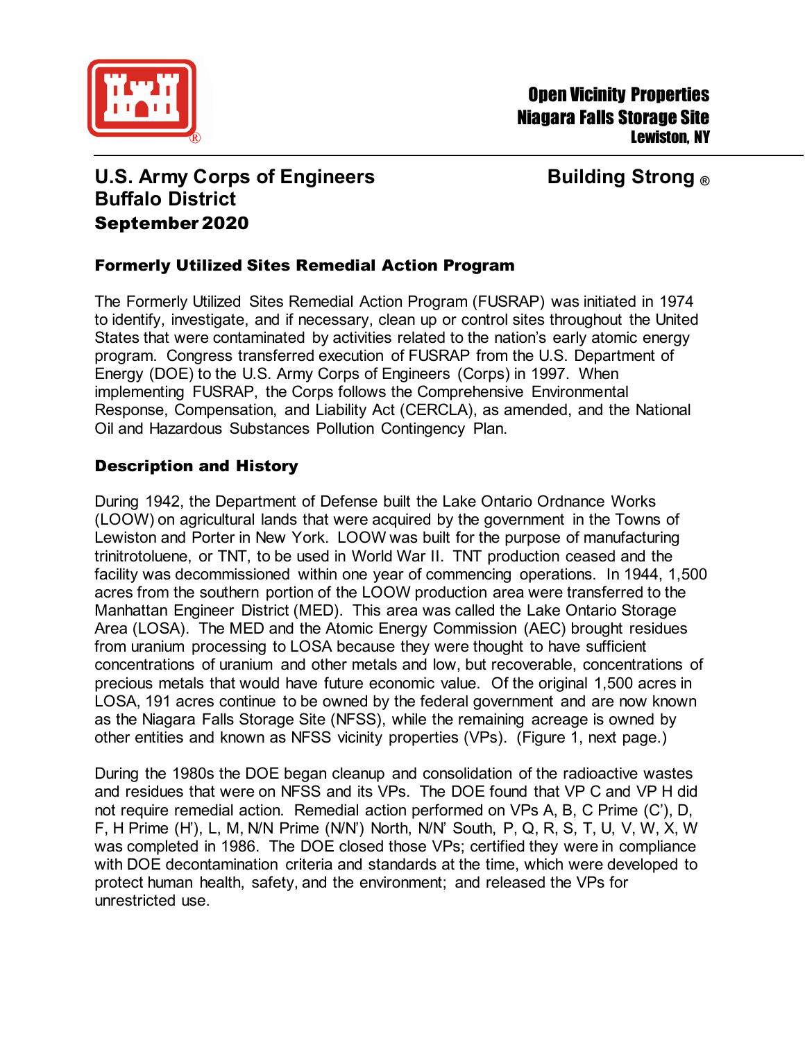**Open Vicinity Properties**
**Niagara Falls Storage Site**
**Lewiston, NY**

## U.S. Army Corps of Engineers
## Buffalo District

**Building Strong ®**

**September 2020**

### Formerly Utilized Sites Remedial Action Program

The Formerly Utilized Sites Remedial Action Program (FUSRAP) was initiated in 1974 to identify, investigate, and if necessary, clean up or control sites throughout the United States that were contaminated by activities related to the nation's early atomic energy program. Congress transferred execution of FUSRAP from the U.S. Department of Energy (DOE) to the U.S. Army Corps of Engineers (Corps) in 1997. When implementing FUSRAP, the Corps follows the Comprehensive Environmental Response, Compensation, and Liability Act (CERCLA), as amended, and the National Oil and Hazardous Substances Pollution Contingency Plan.

### Description and History

During 1942, the Department of Defense built the Lake Ontario Ordnance Works (LOOW) on agricultural lands that were acquired by the government in the Towns of Lewiston and Porter in New York. LOOW was built for the purpose of manufacturing trinitrotoluene, or TNT, to be used in World War II. TNT production ceased and the facility was decommissioned within one year of commencing operations. In 1944, 1,500 acres from the southern portion of the LOOW production area were transferred to the Manhattan Engineer District (MED). This area was called the Lake Ontario Storage Area (LOSA). The MED and the Atomic Energy Commission (AEC) brought residues from uranium processing to LOSA because they were thought to have sufficient concentrations of uranium and other metals and low, but recoverable, concentrations of precious metals that would have future economic value. Of the original 1,500 acres in LOSA, 191 acres continue to be owned by the federal government and are now known as the Niagara Falls Storage Site (NFSS), while the remaining acreage is owned by other entities and known as NFSS vicinity properties (VPs). (Figure 1, next page.)

During the 1980s the DOE began cleanup and consolidation of the radioactive wastes and residues that were on NFSS and its VPs. The DOE found that VP C and VP H did not require remedial action. Remedial action performed on VPs A, B, C Prime (C'), D, F, H Prime (H'), L, M, N/N Prime (N/N') North, N/N' South, P, Q, R, S, T, U, V, W, X, W was completed in 1986. The DOE closed those VPs; certified they were in compliance with DOE decontamination criteria and standards at the time, which were developed to protect human health, safety, and the environment; and released the VPs for unrestricted use.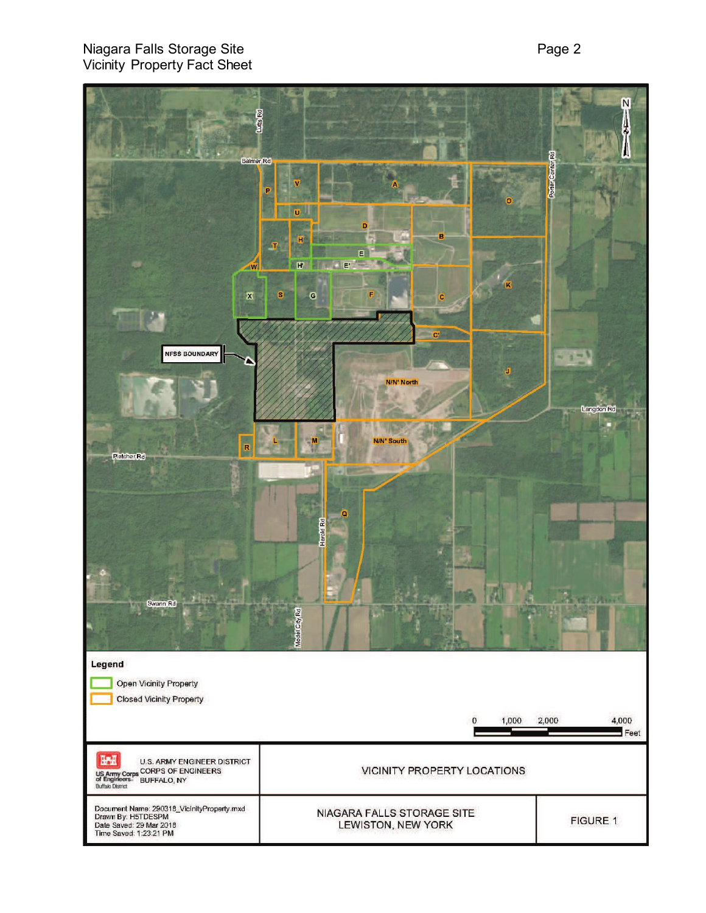**Legend**

- Open Vicinity Property
- Closed Vicinity Property

0 1,000 2,000 4,000 Feet

| U.S. ARMY ENGINEER DISTRICT CORPS OF ENGINEERS BUFFALO, NY | VICINITY PROPERTY LOCATIONS | |
|---|---|---|
| Document Name: 290318_VicinityProperty.mxd<br>Drawn By: H5TDESPM<br>Date Saved: 29 Mar 2018<br>Time Saved: 1:23:21 PM | NIAGARA FALLS STORAGE SITE<br>LEWISTON, NEW YORK | FIGURE 1 |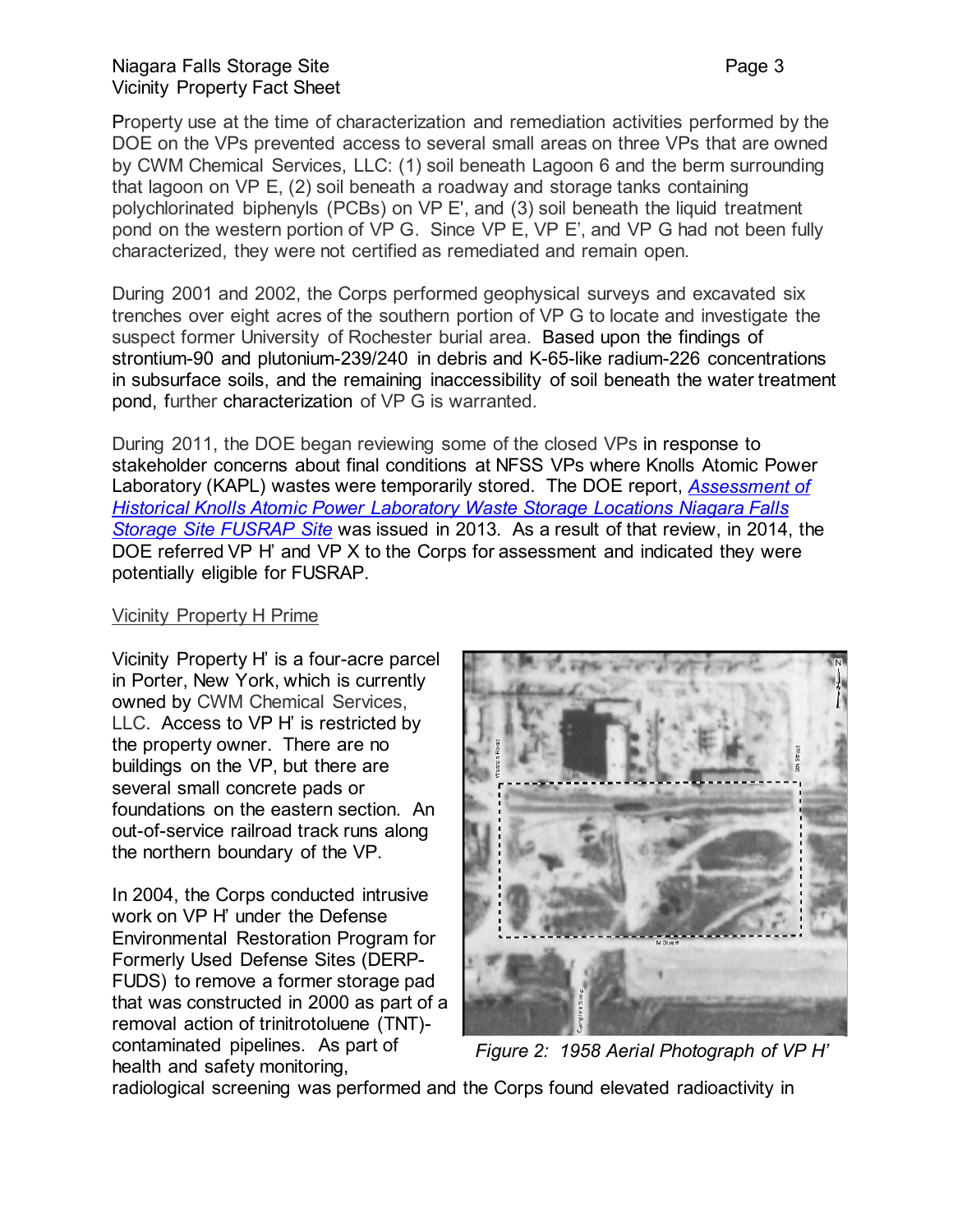Property use at the time of characterization and remediation activities performed by the DOE on the VPs prevented access to several small areas on three VPs that are owned by CWM Chemical Services, LLC: (1) soil beneath Lagoon 6 and the berm surrounding that lagoon on VP E, (2) soil beneath a roadway and storage tanks containing polychlorinated biphenyls (PCBs) on VP E', and (3) soil beneath the liquid treatment pond on the western portion of VP G. Since VP E, VP E', and VP G had not been fully characterized, they were not certified as remediated and remain open.

During 2001 and 2002, the Corps performed geophysical surveys and excavated six trenches over eight acres of the southern portion of VP G to locate and investigate the suspect former University of Rochester burial area. Based upon the findings of strontium-90 and plutonium-239/240 in debris and K-65-like radium-226 concentrations in subsurface soils, and the remaining inaccessibility of soil beneath the water treatment pond, further characterization of VP G is warranted.

During 2011, the DOE began reviewing some of the closed VPs in response to stakeholder concerns about final conditions at NFSS VPs where Knolls Atomic Power Laboratory (KAPL) wastes were temporarily stored. The DOE report, *Assessment of Historical Knolls Atomic Power Laboratory Waste Storage Locations Niagara Falls Storage Site FUSRAP Site* was issued in 2013. As a result of that review, in 2014, the DOE referred VP H' and VP X to the Corps for assessment and indicated they were potentially eligible for FUSRAP.

## Vicinity Property H Prime

Vicinity Property H' is a four-acre parcel in Porter, New York, which is currently owned by CWM Chemical Services, LLC. Access to VP H' is restricted by the property owner. There are no buildings on the VP, but there are several small concrete pads or foundations on the eastern section. An out-of-service railroad track runs along the northern boundary of the VP.

*Figure 2: 1958 Aerial Photograph of VP H'*

In 2004, the Corps conducted intrusive work on VP H' under the Defense Environmental Restoration Program for Formerly Used Defense Sites (DERP-FUDS) to remove a former storage pad that was constructed in 2000 as part of a removal action of trinitrotoluene (TNT)-contaminated pipelines. As part of health and safety monitoring, radiological screening was performed and the Corps found elevated radioactivity in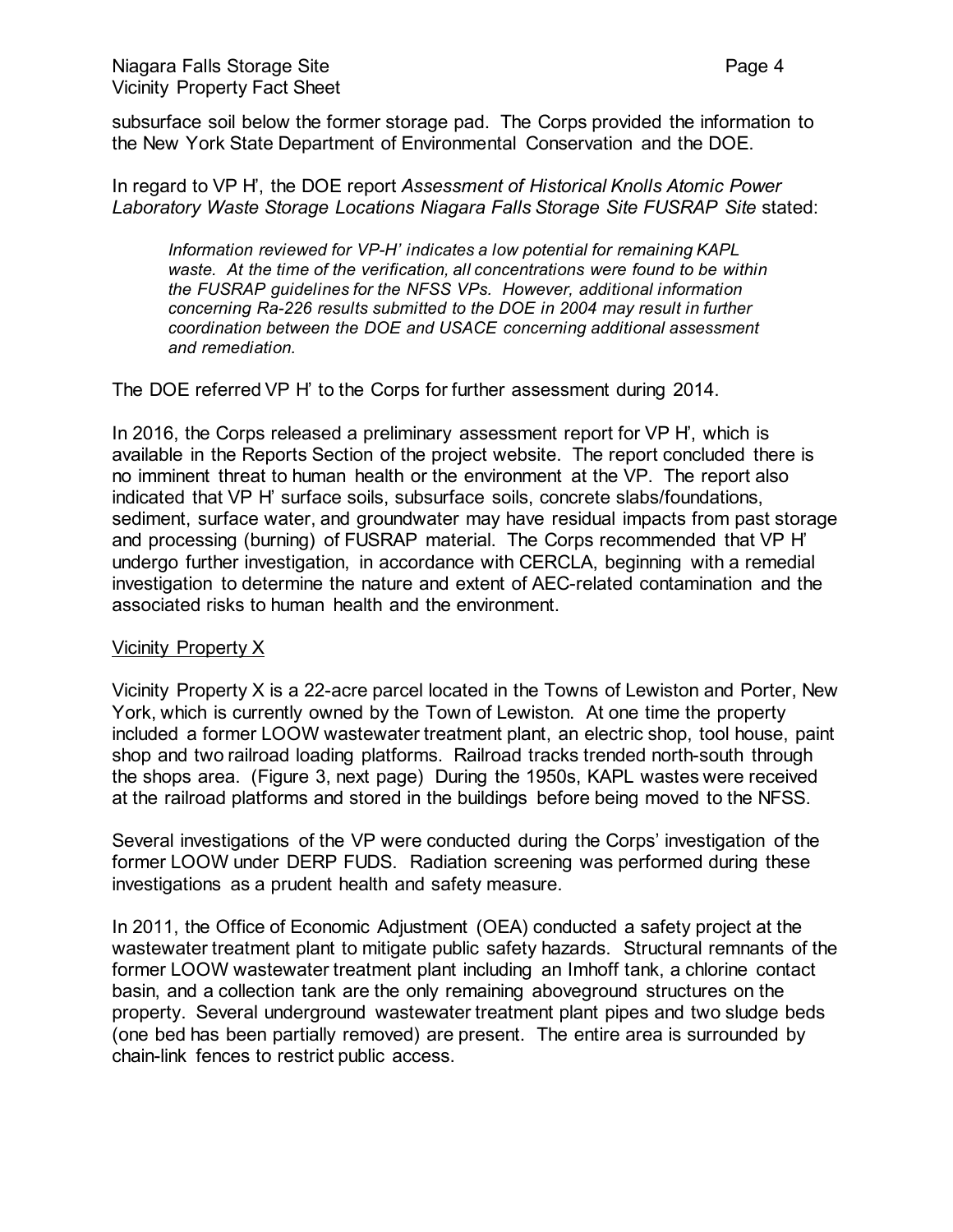subsurface soil below the former storage pad. The Corps provided the information to the New York State Department of Environmental Conservation and the DOE.

In regard to VP H', the DOE report *Assessment of Historical Knolls Atomic Power Laboratory Waste Storage Locations Niagara Falls Storage Site FUSRAP Site* stated:

> *Information reviewed for VP-H' indicates a low potential for remaining KAPL waste. At the time of the verification, all concentrations were found to be within the FUSRAP guidelines for the NFSS VPs. However, additional information concerning Ra-226 results submitted to the DOE in 2004 may result in further coordination between the DOE and USACE concerning additional assessment and remediation.*

The DOE referred VP H' to the Corps for further assessment during 2014.

In 2016, the Corps released a preliminary assessment report for VP H', which is available in the Reports Section of the project website. The report concluded there is no imminent threat to human health or the environment at the VP. The report also indicated that VP H' surface soils, subsurface soils, concrete slabs/foundations, sediment, surface water, and groundwater may have residual impacts from past storage and processing (burning) of FUSRAP material. The Corps recommended that VP H' undergo further investigation, in accordance with CERCLA, beginning with a remedial investigation to determine the nature and extent of AEC-related contamination and the associated risks to human health and the environment.

<u>Vicinity Property X</u>

Vicinity Property X is a 22-acre parcel located in the Towns of Lewiston and Porter, New York, which is currently owned by the Town of Lewiston. At one time the property included a former LOOW wastewater treatment plant, an electric shop, tool house, paint shop and two railroad loading platforms. Railroad tracks trended north-south through the shops area. (Figure 3, next page) During the 1950s, KAPL wastes were received at the railroad platforms and stored in the buildings before being moved to the NFSS.

Several investigations of the VP were conducted during the Corps' investigation of the former LOOW under DERP FUDS. Radiation screening was performed during these investigations as a prudent health and safety measure.

In 2011, the Office of Economic Adjustment (OEA) conducted a safety project at the wastewater treatment plant to mitigate public safety hazards. Structural remnants of the former LOOW wastewater treatment plant including an Imhoff tank, a chlorine contact basin, and a collection tank are the only remaining aboveground structures on the property. Several underground wastewater treatment plant pipes and two sludge beds (one bed has been partially removed) are present. The entire area is surrounded by chain-link fences to restrict public access.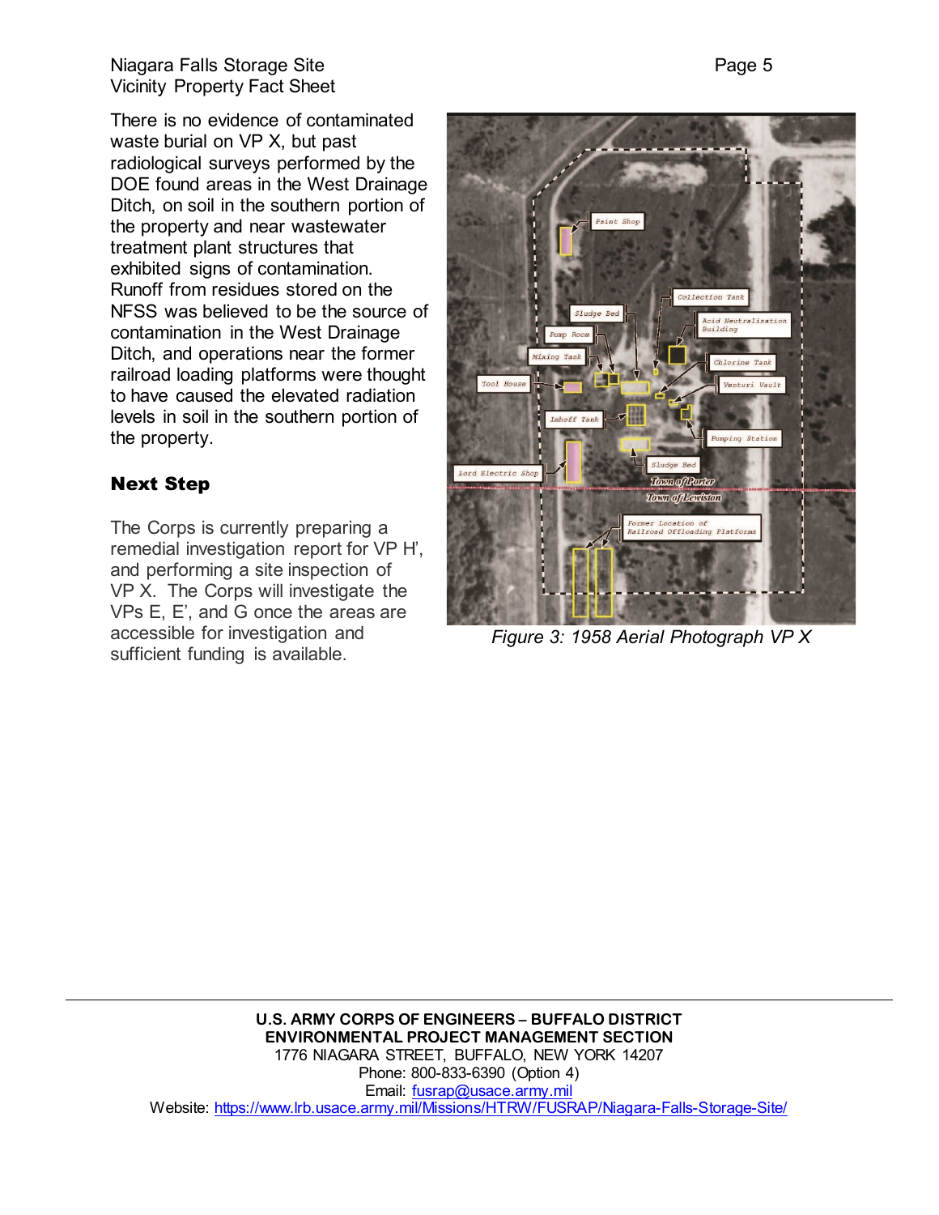There is no evidence of contaminated waste burial on VP X, but past radiological surveys performed by the DOE found areas in the West Drainage Ditch, on soil in the southern portion of the property and near wastewater treatment plant structures that exhibited signs of contamination. Runoff from residues stored on the NFSS was believed to be the source of contamination in the West Drainage Ditch, and operations near the former railroad loading platforms were thought to have caused the elevated radiation levels in soil in the southern portion of the property.

## Next Step

The Corps is currently preparing a remedial investigation report for VP H', and performing a site inspection of VP X. The Corps will investigate the VPs E, E', and G once the areas are accessible for investigation and sufficient funding is available.

Paint Shop
Collection Tank
Sludge Bed
Acid Neutralization Building
Pump Room
Mixing Tank
Chlorine Tank
Tool House
Venturi Vault
Imhoff Tank
Pumping Station
Lord Electric Shop
Sludge Bed
Town of Porter
Town of Lewiston
Former Location of Railroad Offloading Platforms

*Figure 3: 1958 Aerial Photograph VP X*

**U.S. ARMY CORPS OF ENGINEERS – BUFFALO DISTRICT**
**ENVIRONMENTAL PROJECT MANAGEMENT SECTION**
1776 NIAGARA STREET, BUFFALO, NEW YORK 14207
Phone: 800-833-6390 (Option 4)
Email: fusrap@usace.army.mil
Website: https://www.lrb.usace.army.mil/Missions/HTRW/FUSRAP/Niagara-Falls-Storage-Site/